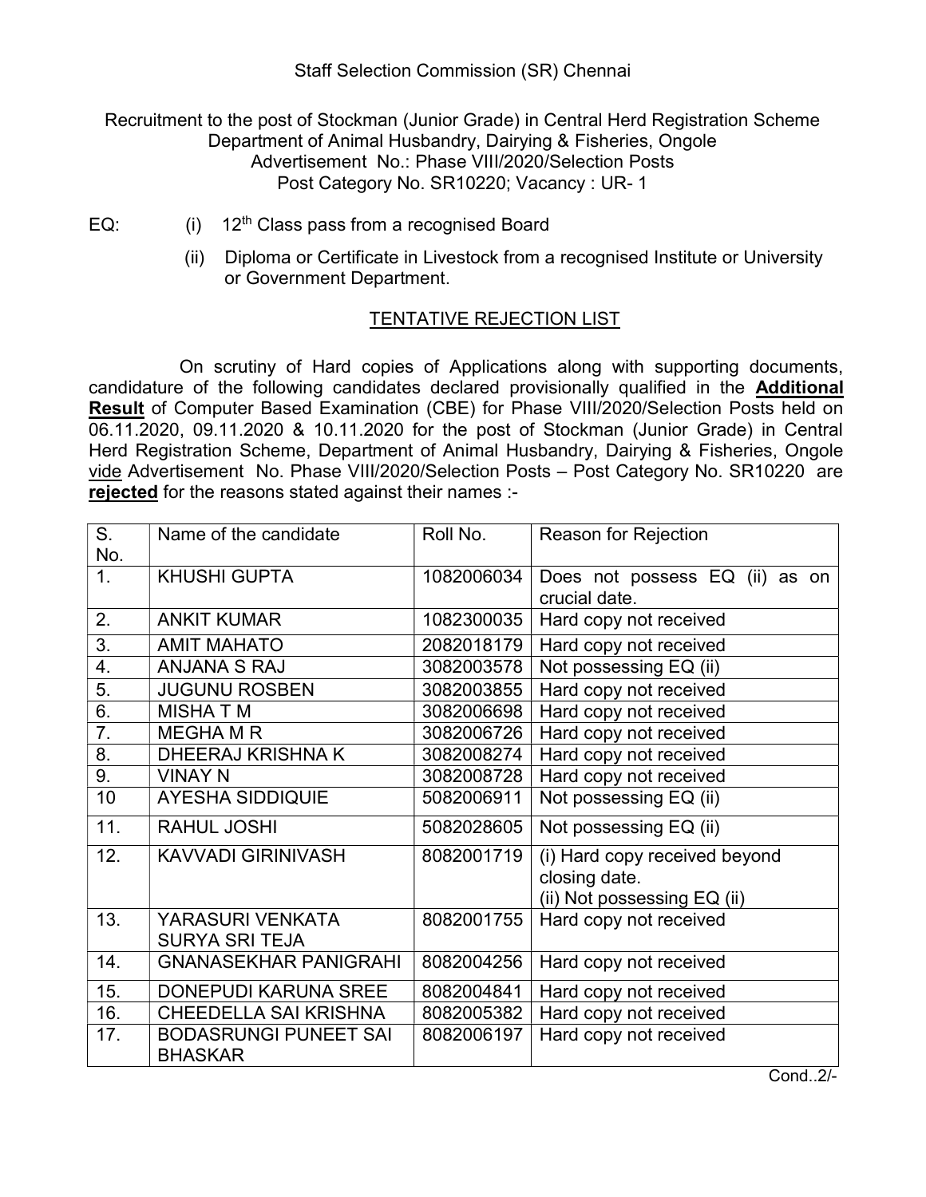Staff Selection Commission (SR) Chennai

Recruitment to the post of Stockman (Junior Grade) in Central Herd Registration Scheme Department of Animal Husbandry, Dairying & Fisheries, Ongole
Advertisement No.: Phase VIII/2020/Selection Posts
Post Category No. SR10220; Vacancy : UR- 1

EQ:
(i) 12th Class pass from a recognised Board
(ii) Diploma or Certificate in Livestock from a recognised Institute or University or Government Department.

## TENTATIVE REJECTION LIST

On scrutiny of Hard copies of Applications along with supporting documents, candidature of the following candidates declared provisionally qualified in the **Additional Result** of Computer Based Examination (CBE) for Phase VIII/2020/Selection Posts held on 06.11.2020, 09.11.2020 & 10.11.2020 for the post of Stockman (Junior Grade) in Central Herd Registration Scheme, Department of Animal Husbandry, Dairying & Fisheries, Ongole vide Advertisement No. Phase VIII/2020/Selection Posts – Post Category No. SR10220 are **rejected** for the reasons stated against their names :-

| S. No. | Name of the candidate | Roll No. | Reason for Rejection |
|---|---|---|---|
| 1. | KHUSHI GUPTA | 1082006034 | Does not possess EQ (ii) as on crucial date. |
| 2. | ANKIT KUMAR | 1082300035 | Hard copy not received |
| 3. | AMIT MAHATO | 2082018179 | Hard copy not received |
| 4. | ANJANA S RAJ | 3082003578 | Not possessing EQ (ii) |
| 5. | JUGUNU ROSBEN | 3082003855 | Hard copy not received |
| 6. | MISHA T M | 3082006698 | Hard copy not received |
| 7. | MEGHA M R | 3082006726 | Hard copy not received |
| 8. | DHEERAJ KRISHNA K | 3082008274 | Hard copy not received |
| 9. | VINAY N | 3082008728 | Hard copy not received |
| 10 | AYESHA SIDDIQUIE | 5082006911 | Not possessing EQ (ii) |
| 11. | RAHUL JOSHI | 5082028605 | Not possessing EQ (ii) |
| 12. | KAVVADI GIRINIVASH | 8082001719 | (i) Hard copy received beyond closing date. (ii) Not possessing EQ (ii) |
| 13. | YARASURI VENKATA SURYA SRI TEJA | 8082001755 | Hard copy not received |
| 14. | GNANASEKHAR PANIGRAHI | 8082004256 | Hard copy not received |
| 15. | DONEPUDI KARUNA SREE | 8082004841 | Hard copy not received |
| 16. | CHEEDELLA SAI KRISHNA | 8082005382 | Hard copy not received |
| 17. | BODASRUNGI PUNEET SAI BHASKAR | 8082006197 | Hard copy not received |

Cond..2/-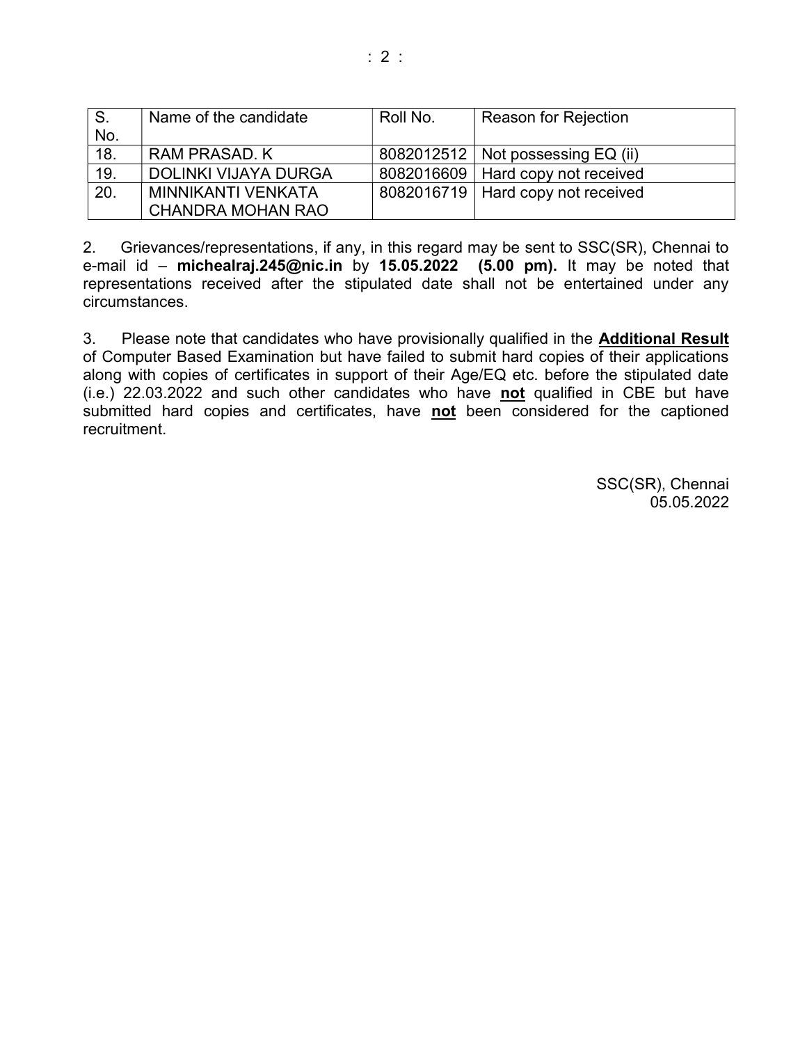| S. No. | Name of the candidate | Roll No. | Reason for Rejection |
|---|---|---|---|
| 18. | RAM PRASAD. K | 8082012512 | Not possessing EQ (ii) |
| 19. | DOLINKI VIJAYA DURGA | 8082016609 | Hard copy not received |
| 20. | MINNIKANTI VENKATA CHANDRA MOHAN RAO | 8082016719 | Hard copy not received |

2. Grievances/representations, if any, in this regard may be sent to SSC(SR), Chennai to e-mail id – **michealraj.245@nic.in** by **15.05.2022 (5.00 pm).** It may be noted that representations received after the stipulated date shall not be entertained under any circumstances.

3. Please note that candidates who have provisionally qualified in the **Additional Result** of Computer Based Examination but have failed to submit hard copies of their applications along with copies of certificates in support of their Age/EQ etc. before the stipulated date (i.e.) 22.03.2022 and such other candidates who have **not** qualified in CBE but have submitted hard copies and certificates, have **not** been considered for the captioned recruitment.

SSC(SR), Chennai
05.05.2022